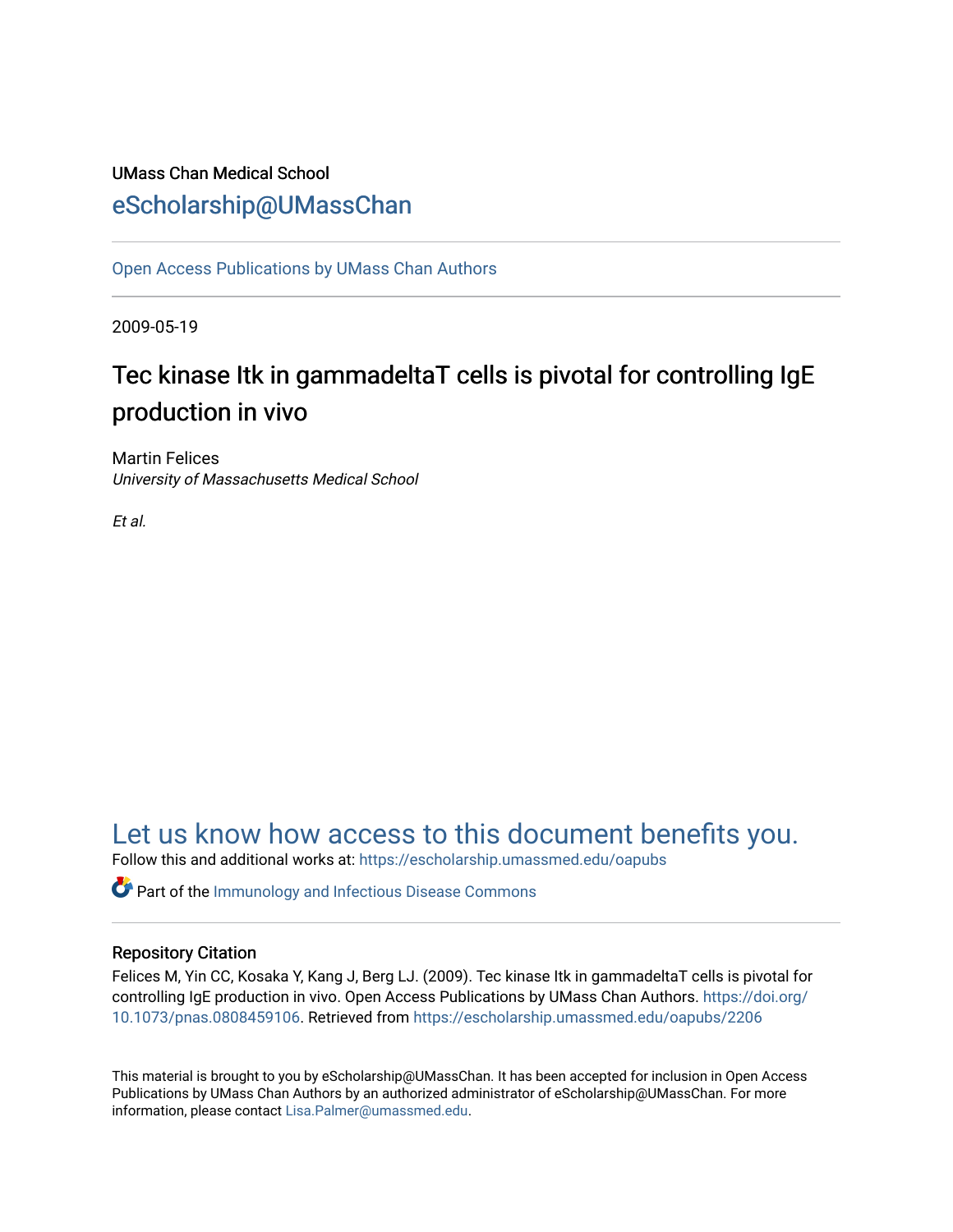UMass Chan Medical School

# eScholarship@UMassChan

Open Access Publications by UMass Chan Authors

2009-05-19

# Tec kinase Itk in gammadeltaT cells is pivotal for controlling IgE production in vivo

Martin Felices
*University of Massachusetts Medical School*

*Et al.*

## Let us know how access to this document benefits you.

Follow this and additional works at: https://escholarship.umassmed.edu/oapubs

Part of the Immunology and Infectious Disease Commons

### Repository Citation

Felices M, Yin CC, Kosaka Y, Kang J, Berg LJ. (2009). Tec kinase Itk in gammadeltaT cells is pivotal for controlling IgE production in vivo. Open Access Publications by UMass Chan Authors. https://doi.org/10.1073/pnas.0808459106. Retrieved from https://escholarship.umassmed.edu/oapubs/2206

This material is brought to you by eScholarship@UMassChan. It has been accepted for inclusion in Open Access Publications by UMass Chan Authors by an authorized administrator of eScholarship@UMassChan. For more information, please contact Lisa.Palmer@umassmed.edu.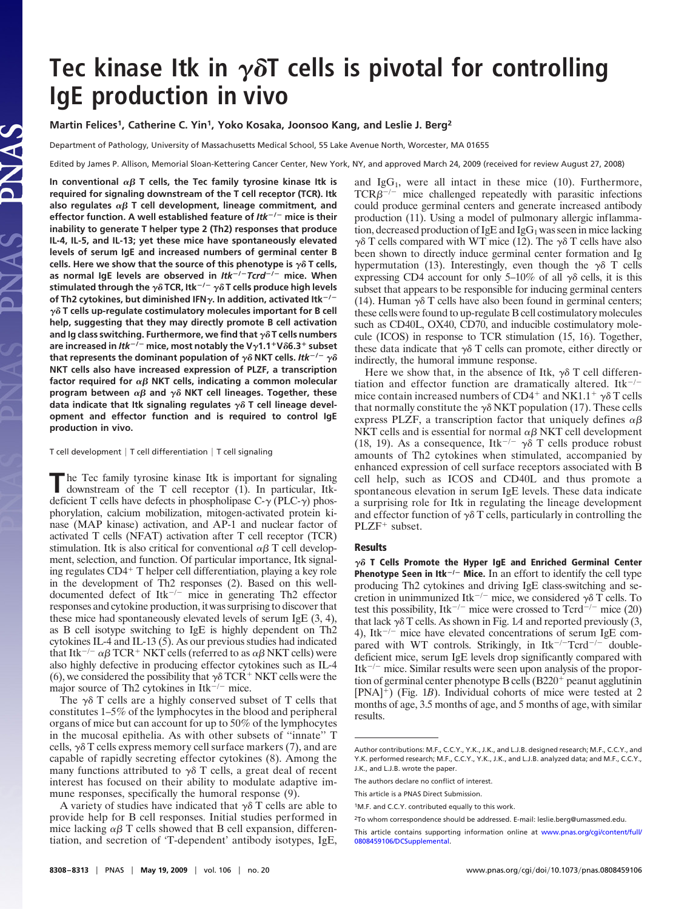# Tec kinase Itk in γδT cells is pivotal for controlling IgE production in vivo

**Martin Felices[1], Catherine C. Yin[1], Yoko Kosaka, Joonsoo Kang, and Leslie J. Berg[2]**

Department of Pathology, University of Massachusetts Medical School, 55 Lake Avenue North, Worcester, MA 01655

Edited by James P. Allison, Memorial Sloan-Kettering Cancer Center, New York, NY, and approved March 24, 2009 (received for review August 27, 2008)

**In conventional αβ T cells, the Tec family tyrosine kinase Itk is required for signaling downstream of the T cell receptor (TCR). Itk also regulates αβ T cell development, lineage commitment, and effector function. A well established feature of *Itk*$^{-/-}$ mice is their inability to generate T helper type 2 (Th2) responses that produce IL-4, IL-5, and IL-13; yet these mice have spontaneously elevated levels of serum IgE and increased numbers of germinal center B cells. Here we show that the source of this phenotype is γδ T cells, as normal IgE levels are observed in *Itk*$^{-/-}$*Tcrd*$^{-/-}$ mice. When stimulated through the γδ TCR, Itk$^{-/-}$ γδ T cells produce high levels of Th2 cytokines, but diminished IFNγ. In addition, activated Itk$^{-/-}$ γδ T cells up-regulate costimulatory molecules important for B cell help, suggesting that they may directly promote B cell activation and Ig class switching. Furthermore, we find that γδ T cells numbers are increased in *Itk*$^{-/-}$ mice, most notably the Vγ1.1$^+$Vδ6.3$^+$ subset that represents the dominant population of γδ NKT cells. *Itk*$^{-/-}$ γδ NKT cells also have increased expression of PLZF, a transcription factor required for αβ NKT cells, indicating a common molecular program between αβ and γδ NKT cell lineages. Together, these data indicate that Itk signaling regulates γδ T cell lineage development and effector function and is required to control IgE production in vivo.**

T cell development | T cell differentiation | T cell signaling

The Tec family tyrosine kinase Itk is important for signaling downstream of the T cell receptor (1). In particular, Itk-deficient T cells have defects in phospholipase C-γ (PLC-γ) phosphorylation, calcium mobilization, mitogen-activated protein kinase (MAP kinase) activation, and AP-1 and nuclear factor of activated T cells (NFAT) activation after T cell receptor (TCR) stimulation. Itk is also critical for conventional αβ T cell development, selection, and function. Of particular importance, Itk signaling regulates CD4$^+$ T helper cell differentiation, playing a key role in the development of Th2 responses (2). Based on this well-documented defect of Itk$^{-/-}$ mice in generating Th2 effector responses and cytokine production, it was surprising to discover that these mice had spontaneously elevated levels of serum IgE (3, 4), as B cell isotype switching to IgE is highly dependent on Th2 cytokines IL-4 and IL-13 (5). As our previous studies had indicated that Itk$^{-/-}$ αβ TCR$^+$ NKT cells (referred to as αβ NKT cells) were also highly defective in producing effector cytokines such as IL-4 (6), we considered the possibility that γδ TCR$^+$ NKT cells were the major source of Th2 cytokines in Itk$^{-/-}$ mice.

The γδ T cells are a highly conserved subset of T cells that constitutes 1–5% of the lymphocytes in the blood and peripheral organs of mice but can account for up to 50% of the lymphocytes in the mucosal epithelia. As with other subsets of "innate" T cells, γδ T cells express memory cell surface markers (7), and are capable of rapidly secreting effector cytokines (8). Among the many functions attributed to γδ T cells, a great deal of recent interest has focused on their ability to modulate adaptive immune responses, specifically the humoral response (9).

A variety of studies have indicated that γδ T cells are able to provide help for B cell responses. Initial studies performed in mice lacking αβ T cells showed that B cell expansion, differentiation, and secretion of 'T-dependent' antibody isotypes, IgE, and IgG$_1$, were all intact in these mice (10). Furthermore, TCRβ$^{-/-}$ mice challenged repeatedly with parasitic infections could produce germinal centers and generate increased antibody production (11). Using a model of pulmonary allergic inflammation, decreased production of IgE and IgG$_1$ was seen in mice lacking γδ T cells compared with WT mice (12). The γδ T cells have also been shown to directly induce germinal center formation and Ig hypermutation (13). Interestingly, even though the γδ T cells expressing CD4 account for only 5–10% of all γδ cells, it is this subset that appears to be responsible for inducing germinal centers (14). Human γδ T cells have also been found in germinal centers; these cells were found to up-regulate B cell costimulatory molecules such as CD40L, OX40, CD70, and inducible costimulatory molecule (ICOS) in response to TCR stimulation (15, 16). Together, these data indicate that γδ T cells can promote, either directly or indirectly, the humoral immune response.

Here we show that, in the absence of Itk, γδ T cell differentiation and effector function are dramatically altered. Itk$^{-/-}$ mice contain increased numbers of CD4$^+$ and NK1.1$^+$ γδ T cells that normally constitute the γδ NKT population (17). These cells express PLZF, a transcription factor that uniquely defines αβ NKT cells and is essential for normal αβ NKT cell development (18, 19). As a consequence, Itk$^{-/-}$ γδ T cells produce robust amounts of Th2 cytokines when stimulated, accompanied by enhanced expression of cell surface receptors associated with B cell help, such as ICOS and CD40L and thus promote a spontaneous elevation in serum IgE levels. These data indicate a surprising role for Itk in regulating the lineage development and effector function of γδ T cells, particularly in controlling the PLZF$^+$ subset.

## Results

**γδ T Cells Promote the Hyper IgE and Enriched Germinal Center Phenotype Seen in Itk$^{-/-}$ Mice.** In an effort to identify the cell type producing Th2 cytokines and driving IgE class-switching and secretion in unimmunized Itk$^{-/-}$ mice, we considered γδ T cells. To test this possibility, Itk$^{-/-}$ mice were crossed to Tcrd$^{-/-}$ mice (20) that lack γδ T cells. As shown in Fig. 1*A* and reported previously (3, 4), Itk$^{-/-}$ mice have elevated concentrations of serum IgE compared with WT controls. Strikingly, in Itk$^{-/-}$Tcrd$^{-/-}$ double-deficient mice, serum IgE levels drop significantly compared with Itk$^{-/-}$ mice. Similar results were seen upon analysis of the proportion of germinal center phenotype B cells (B220$^+$ peanut agglutinin [PNA]$^+$) (Fig. 1*B*). Individual cohorts of mice were tested at 2 months of age, 3.5 months of age, and 5 months of age, with similar results.

---

Author contributions: M.F., C.C.Y., Y.K., J.K., and L.J.B. designed research; M.F., C.C.Y., and Y.K. performed research; M.F., C.C.Y., Y.K., J.K., and L.J.B. analyzed data; and M.F., C.C.Y., J.K., and L.J.B. wrote the paper.

The authors declare no conflict of interest.

This article is a PNAS Direct Submission.

[1]M.F. and C.C.Y. contributed equally to this work.

[2]To whom correspondence should be addressed. E-mail: leslie.berg@umassmed.edu.

This article contains supporting information online at www.pnas.org/cgi/content/full/0808459106/DCSupplemental.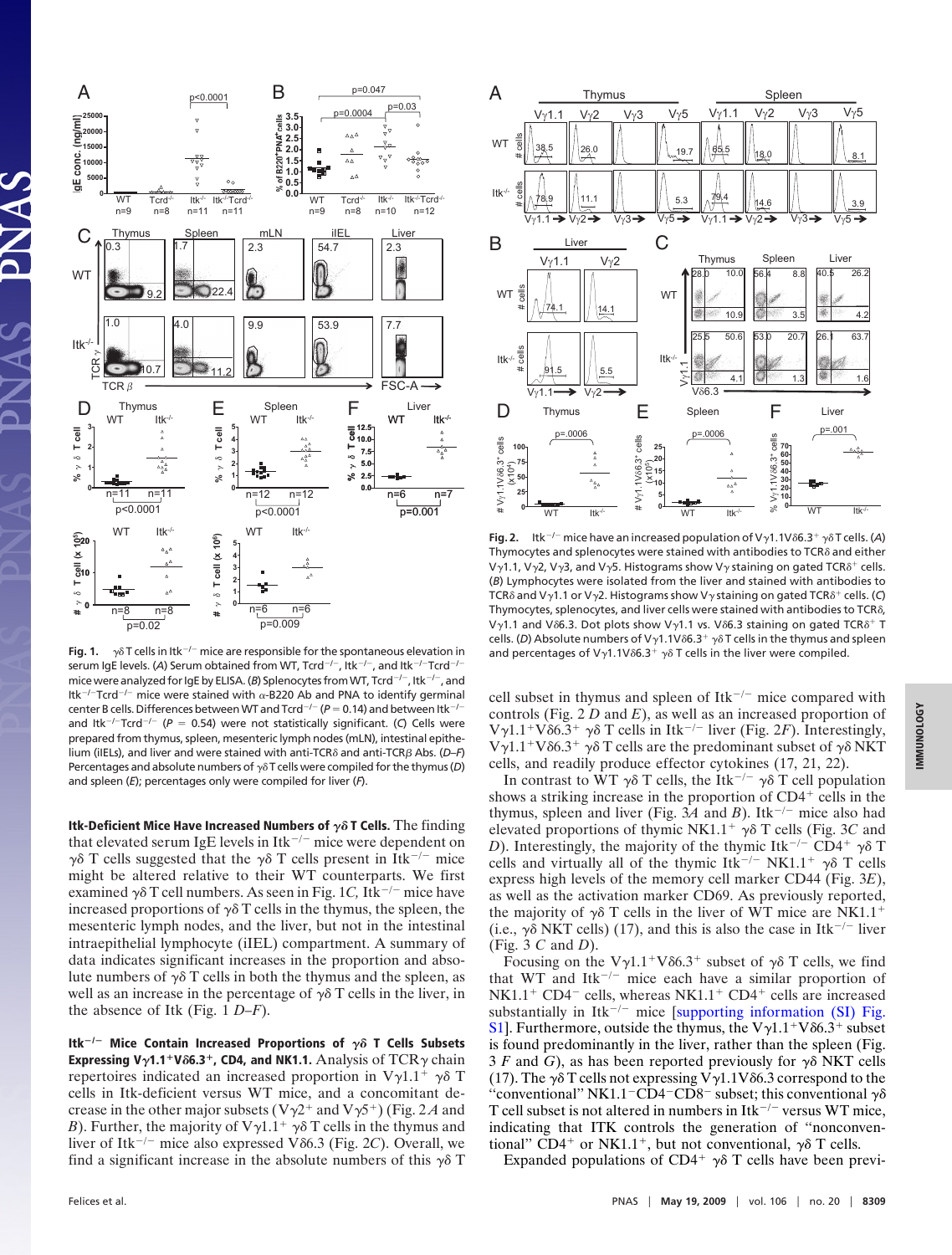**Fig. 1.** γδ T cells in Itk$^{-/-}$ mice are responsible for the spontaneous elevation in serum IgE levels. (*A*) Serum obtained from WT, Tcrd$^{-/-}$, Itk$^{-/-}$, and Itk$^{-/-}$Tcrd$^{-/-}$ mice were analyzed for IgE by ELISA. (*B*) Splenocytes from WT, Tcrd$^{-/-}$, Itk$^{-/-}$, and Itk$^{-/-}$Tcrd$^{-/-}$ mice were stained with α-B220 Ab and PNA to identify germinal center B cells. Differences between WT and Tcrd$^{-/-}$ ($P = 0.14$) and between Itk$^{-/-}$ and Itk$^{-/-}$Tcrd$^{-/-}$ ($P = 0.54$) were not statistically significant. (*C*) Cells were prepared from thymus, spleen, mesenteric lymph nodes (mLN), intestinal epithelium (iIELs), and liver and were stained with anti-TCRδ and anti-TCRβ Abs. (*D*–*F*) Percentages and absolute numbers of γδ T cells were compiled for the thymus (*D*) and spleen (*E*); percentages only were compiled for liver (*F*).

**Fig. 2.** Itk$^{-/-}$ mice have an increased population of Vγ1.1Vδ6.3$^+$ γδ T cells. (*A*) Thymocytes and splenocytes were stained with antibodies to TCRδ and either Vγ1.1, Vγ2, Vγ3, and Vγ5. Histograms show Vγ staining on gated TCRδ$^+$ cells. (*B*) Lymphocytes were isolated from the liver and stained with antibodies to TCRδ and Vγ1.1 or Vγ2. Histograms show Vγ staining on gated TCRδ$^+$ cells. (*C*) Thymocytes, splenocytes, and liver cells were stained with antibodies to TCRδ, Vγ1.1 and Vδ6.3. Dot plots show Vγ1.1 vs. Vδ6.3 staining on gated TCRδ$^+$ T cells. (*D*) Absolute numbers of Vγ1.1Vδ6.3$^+$ γδ T cells in the thymus and spleen and percentages of Vγ1.1Vδ6.3$^+$ γδ T cells in the liver were compiled.

**Itk-Deficient Mice Have Increased Numbers of γδ T Cells.** The finding that elevated serum IgE levels in Itk$^{-/-}$ mice were dependent on γδ T cells suggested that the γδ T cells present in Itk$^{-/-}$ mice might be altered relative to their WT counterparts. We first examined γδ T cell numbers. As seen in Fig. 1*C*, Itk$^{-/-}$ mice have increased proportions of γδ T cells in the thymus, the spleen, the mesenteric lymph nodes, and the liver, but not in the intestinal intraepithelial lymphocyte (iIEL) compartment. A summary of data indicates significant increases in the proportion and absolute numbers of γδ T cells in both the thymus and the spleen, as well as an increase in the percentage of γδ T cells in the liver, in the absence of Itk (Fig. 1 *D*–*F*).

**Itk$^{-/-}$ Mice Contain Increased Proportions of γδ T Cells Subsets Expressing Vγ1.1$^+$Vδ6.3$^+$, CD4, and NK1.1.** Analysis of TCRγ chain repertoires indicated an increased proportion in Vγ1.1$^+$ γδ T cells in Itk-deficient versus WT mice, and a concomitant decrease in the other major subsets (Vγ2$^+$ and Vγ5$^+$) (Fig. 2 *A* and *B*). Further, the majority of Vγ1.1$^+$ γδ T cells in the thymus and liver of Itk$^{-/-}$ mice also expressed Vδ6.3 (Fig. 2*C*). Overall, we find a significant increase in the absolute numbers of this γδ T cell subset in thymus and spleen of Itk$^{-/-}$ mice compared with controls (Fig. 2 *D* and *E*), as well as an increased proportion of Vγ1.1$^+$Vδ6.3$^+$ γδ T cells in Itk$^{-/-}$ liver (Fig. 2*F*). Interestingly, Vγ1.1$^+$Vδ6.3$^+$ γδ T cells are the predominant subset of γδ NKT cells, and readily produce effector cytokines (17, 21, 22).

In contrast to WT γδ T cells, the Itk$^{-/-}$ γδ T cell population shows a striking increase in the proportion of CD4$^+$ cells in the thymus, spleen and liver (Fig. 3*A* and *B*). Itk$^{-/-}$ mice also had elevated proportions of thymic NK1.1$^+$ γδ T cells (Fig. 3*C* and *D*). Interestingly, the majority of the thymic Itk$^{-/-}$ CD4$^+$ γδ T cells and virtually all of the thymic Itk$^{-/-}$ NK1.1$^+$ γδ T cells express high levels of the memory cell marker CD44 (Fig. 3*E*), as well as the activation marker CD69. As previously reported, the majority of γδ T cells in the liver of WT mice are NK1.1$^+$ (i.e., γδ NKT cells) (17), and this is also the case in Itk$^{-/-}$ liver (Fig. 3 *C* and *D*).

Focusing on the Vγ1.1$^+$Vδ6.3$^+$ subset of γδ T cells, we find that WT and Itk$^{-/-}$ mice each have a similar proportion of NK1.1$^+$ CD4$^-$ cells, whereas NK1.1$^+$ CD4$^+$ cells are increased substantially in Itk$^{-/-}$ mice [supporting information (SI) Fig. S1]. Furthermore, outside the thymus, the Vγ1.1$^+$Vδ6.3$^+$ subset is found predominantly in the liver, rather than the spleen (Fig. 3 *F* and *G*), as has been reported previously for γδ NKT cells (17). The γδ T cells not expressing Vγ1.1Vδ6.3 correspond to the "conventional" NK1.1$^-$CD4$^-$CD8$^-$ subset; this conventional γδ T cell subset is not altered in numbers in Itk$^{-/-}$ versus WT mice, indicating that ITK controls the generation of "nonconventional" CD4$^+$ or NK1.1$^+$, but not conventional, γδ T cells.

Expanded populations of CD4$^+$ γδ T cells have been previ-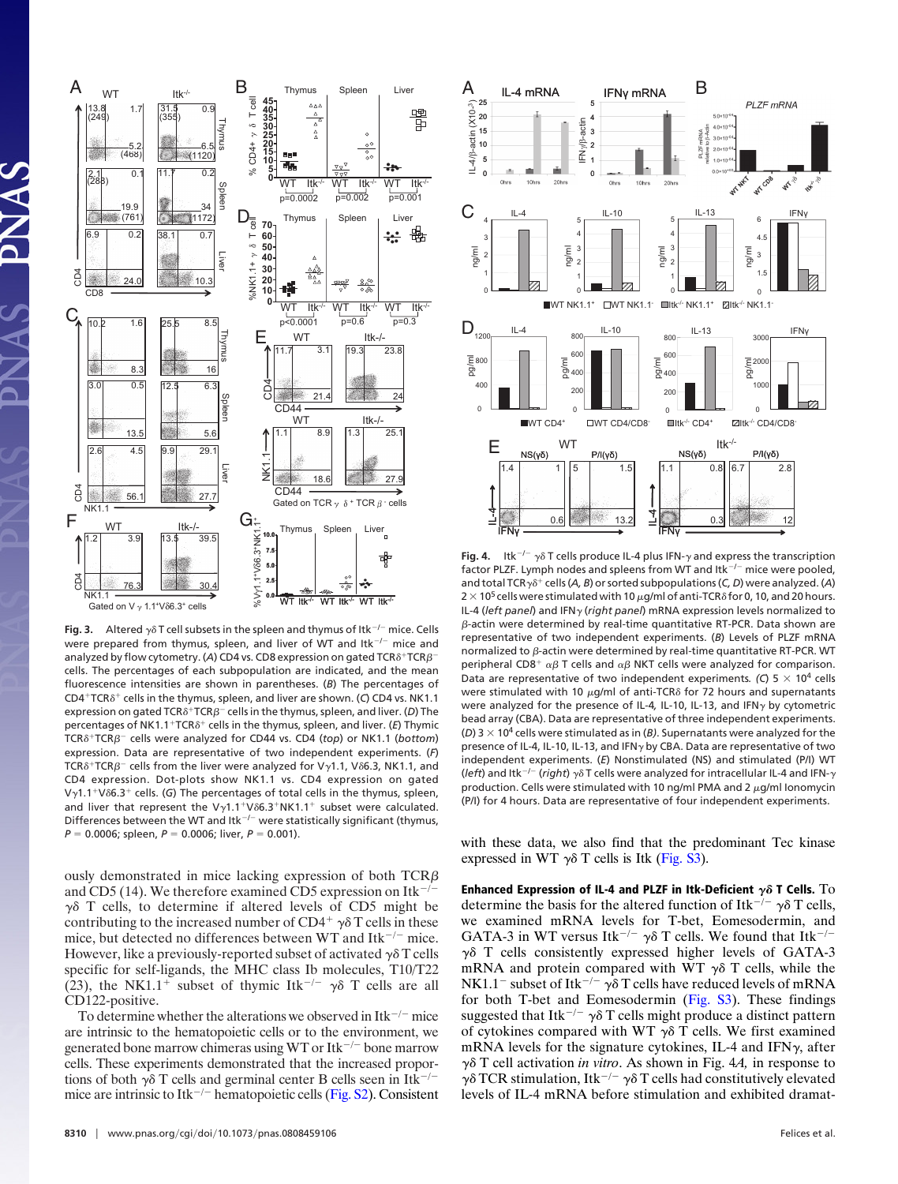**Fig. 3.** Altered γδ T cell subsets in the spleen and thymus of Itk$^{-/-}$ mice. Cells were prepared from thymus, spleen, and liver of WT and Itk$^{-/-}$ mice and analyzed by flow cytometry. (*A*) CD4 vs. CD8 expression on gated TCRδ$^+$TCRβ$^-$ cells. The percentages of each subpopulation are indicated, and the mean fluorescence intensities are shown in parentheses. (*B*) The percentages of CD4$^+$TCRδ$^+$ cells in the thymus, spleen, and liver are shown. (*C*) CD4 vs. NK1.1 expression on gated TCRδ$^+$TCRβ$^-$ cells in the thymus, spleen, and liver. (*D*) The percentages of NK1.1$^+$TCRδ$^+$ cells in the thymus, spleen, and liver. (*E*) Thymic TCRδ$^+$TCRβ$^-$ cells were analyzed for CD44 vs. CD4 (*top*) or NK1.1 (*bottom*) expression. Data are representative of two independent experiments. (*F*) TCRδ$^+$TCRβ$^-$ cells from the liver were analyzed for Vγ1.1, Vδ6.3, NK1.1, and CD4 expression. Dot-plots show NK1.1 vs. CD4 expression on gated Vγ1.1$^+$Vδ6.3$^+$ cells. (*G*) The percentages of total cells in the thymus, spleen, and liver that represent the Vγ1.1$^+$Vδ6.3$^+$NK1.1$^+$ subset were calculated. Differences between the WT and Itk$^{-/-}$ were statistically significant (thymus, $P = 0.0006$; spleen, $P = 0.0006$; liver, $P = 0.001$).

ously demonstrated in mice lacking expression of both TCRβ and CD5 (14). We therefore examined CD5 expression on Itk$^{-/-}$ γδ T cells, to determine if altered levels of CD5 might be contributing to the increased number of CD4$^+$ γδ T cells in these mice, but detected no differences between WT and Itk$^{-/-}$ mice. However, like a previously-reported subset of activated γδ T cells specific for self-ligands, the MHC class Ib molecules, T10/T22 (23), the NK1.1$^+$ subset of thymic Itk$^{-/-}$ γδ T cells are all CD122-positive.

To determine whether the alterations we observed in Itk$^{-/-}$ mice are intrinsic to the hematopoietic cells or to the environment, we generated bone marrow chimeras using WT or Itk$^{-/-}$ bone marrow cells. These experiments demonstrated that the increased proportions of both γδ T cells and germinal center B cells seen in Itk$^{-/-}$ mice are intrinsic to Itk$^{-/-}$ hematopoietic cells (Fig. S2). Consistent with these data, we also find that the predominant Tec kinase expressed in WT γδ T cells is Itk (Fig. S3).

**Fig. 4.** Itk$^{-/-}$ γδ T cells produce IL-4 plus IFN-γ and express the transcription factor PLZF. Lymph nodes and spleens from WT and Itk$^{-/-}$ mice were pooled, and total TCRγδ$^+$ cells (*A, B*) or sorted subpopulations (*C, D*) were analyzed. (*A*) $2 \times 10^5$ cells were stimulated with 10 μg/ml of anti-TCRδ for 0, 10, and 20 hours. IL-4 (*left panel*) and IFNγ (*right panel*) mRNA expression levels normalized to β-actin were determined by real-time quantitative RT-PCR. Data shown are representative of two independent experiments. (*B*) Levels of PLZF mRNA normalized to β-actin were determined by real-time quantitative RT-PCR. WT peripheral CD8$^+$ αβ T cells and αβ NKT cells were analyzed for comparison. Data are representative of two independent experiments. (*C*) $5 \times 10^4$ cells were stimulated with 10 μg/ml of anti-TCRδ for 72 hours and supernatants were analyzed for the presence of IL-4, IL-10, IL-13, and IFNγ by cytometric bead array (CBA). Data are representative of three independent experiments. (*D*) $3 \times 10^4$ cells were stimulated as in (*B*). Supernatants were analyzed for the presence of IL-4, IL-10, IL-13, and IFNγ by CBA. Data are representative of two independent experiments. (*E*) Nonstimulated (NS) and stimulated (P/I) WT (*left*) and Itk$^{-/-}$ (*right*) γδ T cells were analyzed for intracellular IL-4 and IFN-γ production. Cells were stimulated with 10 ng/ml PMA and 2 μg/ml Ionomycin (P/I) for 4 hours. Data are representative of four independent experiments.

**Enhanced Expression of IL-4 and PLZF in Itk-Deficient γδ T Cells.** To determine the basis for the altered function of Itk$^{-/-}$ γδ T cells, we examined mRNA levels for T-bet, Eomesodermin, and GATA-3 in WT versus Itk$^{-/-}$ γδ T cells. We found that Itk$^{-/-}$ γδ T cells consistently expressed higher levels of GATA-3 mRNA and protein compared with WT γδ T cells, while the NK1.1$^-$ subset of Itk$^{-/-}$ γδ T cells have reduced levels of mRNA for both T-bet and Eomesodermin (Fig. S3). These findings suggested that Itk$^{-/-}$ γδ T cells might produce a distinct pattern of cytokines compared with WT γδ T cells. We first examined mRNA levels for the signature cytokines, IL-4 and IFNγ, after γδ T cell activation *in vitro*. As shown in Fig. 4*A*, in response to γδ TCR stimulation, Itk$^{-/-}$ γδ T cells had constitutively elevated levels of IL-4 mRNA before stimulation and exhibited dramat-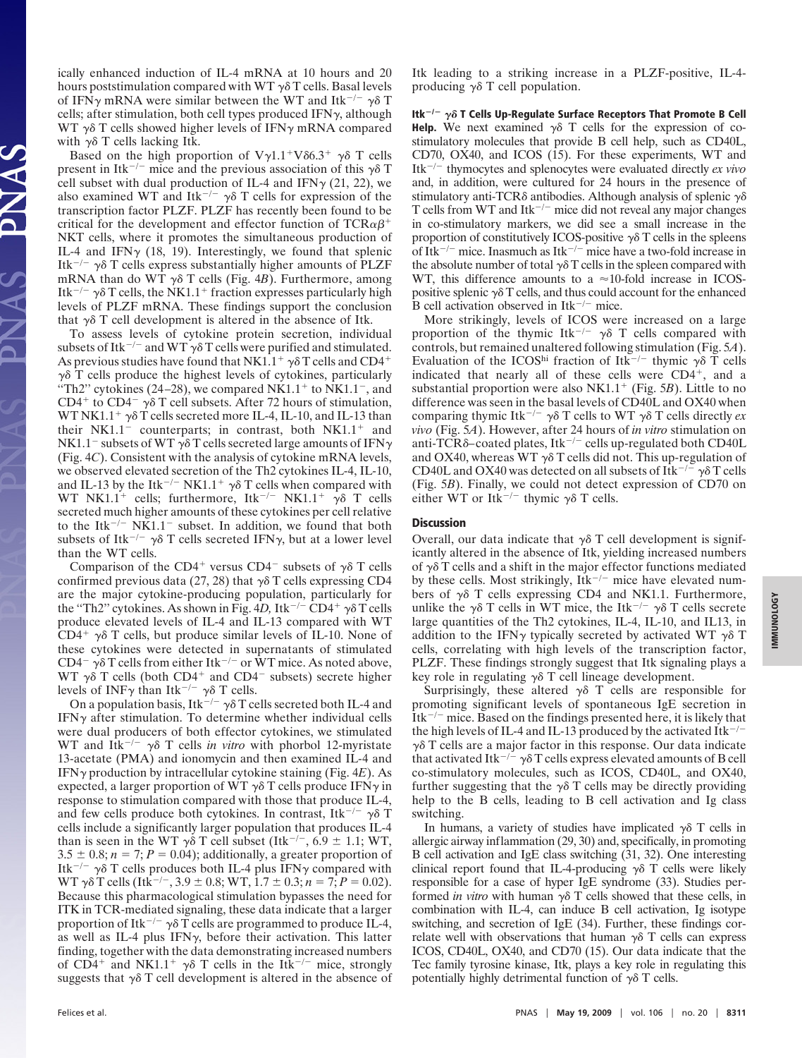ically enhanced induction of IL-4 mRNA at 10 hours and 20 hours poststimulation compared with WT γδ T cells. Basal levels of IFNγ mRNA were similar between the WT and Itk$^{-/-}$ γδ T cells; after stimulation, both cell types produced IFNγ, although WT γδ T cells showed higher levels of IFNγ mRNA compared with γδ T cells lacking Itk.

Based on the high proportion of Vγ1.1$^{+}$Vδ6.3$^{+}$ γδ T cells present in Itk$^{-/-}$ mice and the previous association of this γδ T cell subset with dual production of IL-4 and IFNγ (21, 22), we also examined WT and Itk$^{-/-}$ γδ T cells for expression of the transcription factor PLZF. PLZF has recently been found to be critical for the development and effector function of TCRαβ$^{+}$ NKT cells, where it promotes the simultaneous production of IL-4 and IFNγ (18, 19). Interestingly, we found that splenic Itk$^{-/-}$ γδ T cells express substantially higher amounts of PLZF mRNA than do WT γδ T cells (Fig. 4*B*). Furthermore, among Itk$^{-/-}$ γδ T cells, the NK1.1$^{+}$ fraction expresses particularly high levels of PLZF mRNA. These findings support the conclusion that γδ T cell development is altered in the absence of Itk.

To assess levels of cytokine protein secretion, individual subsets of Itk$^{-/-}$ and WT γδ T cells were purified and stimulated. As previous studies have found that NK1.1$^{+}$ γδ T cells and CD4$^{+}$ γδ T cells produce the highest levels of cytokines, particularly "Th2" cytokines (24–28), we compared NK1.1$^{+}$ to NK1.1$^{-}$, and CD4$^{+}$ to CD4$^{-}$ γδ T cell subsets. After 72 hours of stimulation, WT NK1.1$^{+}$ γδ T cells secreted more IL-4, IL-10, and IL-13 than their NK1.1$^{-}$ counterparts; in contrast, both NK1.1$^{+}$ and NK1.1$^{-}$ subsets of WT γδ T cells secreted large amounts of IFNγ (Fig. 4*C*). Consistent with the analysis of cytokine mRNA levels, we observed elevated secretion of the Th2 cytokines IL-4, IL-10, and IL-13 by the Itk$^{-/-}$ NK1.1$^{+}$ γδ T cells when compared with WT NK1.1$^{+}$ cells; furthermore, Itk$^{-/-}$ NK1.1$^{+}$ γδ T cells secreted much higher amounts of these cytokines per cell relative to the Itk$^{-/-}$ NK1.1$^{-}$ subset. In addition, we found that both subsets of Itk$^{-/-}$ γδ T cells secreted IFNγ, but at a lower level than the WT cells.

Comparison of the CD4$^{+}$ versus CD4$^{-}$ subsets of γδ T cells confirmed previous data (27, 28) that γδ T cells expressing CD4 are the major cytokine-producing population, particularly for the "Th2" cytokines. As shown in Fig. 4*D*, Itk$^{-/-}$ CD4$^{+}$ γδ T cells produce elevated levels of IL-4 and IL-13 compared with WT CD4$^{+}$ γδ T cells, but produce similar levels of IL-10. None of these cytokines were detected in supernatants of stimulated CD4$^{-}$ γδ T cells from either Itk$^{-/-}$ or WT mice. As noted above, WT γδ T cells (both CD4$^{+}$ and CD4$^{-}$ subsets) secrete higher levels of INFγ than Itk$^{-/-}$ γδ T cells.

On a population basis, Itk$^{-/-}$ γδ T cells secreted both IL-4 and IFNγ after stimulation. To determine whether individual cells were dual producers of both effector cytokines, we stimulated WT and Itk$^{-/-}$ γδ T cells *in vitro* with phorbol 12-myristate 13-acetate (PMA) and ionomycin and then examined IL-4 and IFNγ production by intracellular cytokine staining (Fig. 4*E*). As expected, a larger proportion of WT γδ T cells produce IFNγ in response to stimulation compared with those that produce IL-4, and few cells produce both cytokines. In contrast, Itk$^{-/-}$ γδ T cells include a significantly larger population that produces IL-4 than is seen in the WT γδ T cell subset (Itk$^{-/-}$, 6.9 ± 1.1; WT, 3.5 ± 0.8; $n = 7$; $P = 0.04$); additionally, a greater proportion of Itk$^{-/-}$ γδ T cells produces both IL-4 plus IFNγ compared with WT γδ T cells (Itk$^{-/-}$, 3.9 ± 0.8; WT, 1.7 ± 0.3; $n = 7$; $P = 0.02$). Because this pharmacological stimulation bypasses the need for ITK in TCR-mediated signaling, these data indicate that a larger proportion of Itk$^{-/-}$ γδ T cells are programmed to produce IL-4, as well as IL-4 plus IFNγ, before their activation. This latter finding, together with the data demonstrating increased numbers of CD4$^{+}$ and NK1.1$^{+}$ γδ T cells in the Itk$^{-/-}$ mice, strongly suggests that γδ T cell development is altered in the absence of Itk leading to a striking increase in a PLZF-positive, IL-4-producing γδ T cell population.

**Itk$^{-/-}$ γδ T Cells Up-Regulate Surface Receptors That Promote B Cell Help.** We next examined γδ T cells for the expression of co-stimulatory molecules that provide B cell help, such as CD40L, CD70, OX40, and ICOS (15). For these experiments, WT and Itk$^{-/-}$ thymocytes and splenocytes were evaluated directly *ex vivo* and, in addition, were cultured for 24 hours in the presence of stimulatory anti-TCRδ antibodies. Although analysis of splenic γδ T cells from WT and Itk$^{-/-}$ mice did not reveal any major changes in co-stimulatory markers, we did see a small increase in the proportion of constitutively ICOS-positive γδ T cells in the spleens of Itk$^{-/-}$ mice. Inasmuch as Itk$^{-/-}$ mice have a two-fold increase in the absolute number of total γδ T cells in the spleen compared with WT, this difference amounts to a ≈10-fold increase in ICOS-positive splenic γδ T cells, and thus could account for the enhanced B cell activation observed in Itk$^{-/-}$ mice.

More strikingly, levels of ICOS were increased on a large proportion of the thymic Itk$^{-/-}$ γδ T cells compared with controls, but remained unaltered following stimulation (Fig. 5*A*). Evaluation of the ICOS$^{hi}$ fraction of Itk$^{-/-}$ thymic γδ T cells indicated that nearly all of these cells were CD4$^{+}$, and a substantial proportion were also NK1.1$^{+}$ (Fig. 5*B*). Little to no difference was seen in the basal levels of CD40L and OX40 when comparing thymic Itk$^{-/-}$ γδ T cells to WT γδ T cells directly *ex vivo* (Fig. 5*A*). However, after 24 hours of *in vitro* stimulation on anti-TCRδ–coated plates, Itk$^{-/-}$ cells up-regulated both CD40L and OX40, whereas WT γδ T cells did not. This up-regulation of CD40L and OX40 was detected on all subsets of Itk$^{-/-}$ γδ T cells (Fig. 5*B*). Finally, we could not detect expression of CD70 on either WT or Itk$^{-/-}$ thymic γδ T cells.

## Discussion

Overall, our data indicate that γδ T cell development is significantly altered in the absence of Itk, yielding increased numbers of γδ T cells and a shift in the major effector functions mediated by these cells. Most strikingly, Itk$^{-/-}$ mice have elevated numbers of γδ T cells expressing CD4 and NK1.1. Furthermore, unlike the γδ T cells in WT mice, the Itk$^{-/-}$ γδ T cells secrete large quantities of the Th2 cytokines, IL-4, IL-10, and IL13, in addition to the IFNγ typically secreted by activated WT γδ T cells, correlating with high levels of the transcription factor, PLZF. These findings strongly suggest that Itk signaling plays a key role in regulating γδ T cell lineage development.

Surprisingly, these altered γδ T cells are responsible for promoting significant levels of spontaneous IgE secretion in Itk$^{-/-}$ mice. Based on the findings presented here, it is likely that the high levels of IL-4 and IL-13 produced by the activated Itk$^{-/-}$ γδ T cells are a major factor in this response. Our data indicate that activated Itk$^{-/-}$ γδ T cells express elevated amounts of B cell co-stimulatory molecules, such as ICOS, CD40L, and OX40, further suggesting that the γδ T cells may be directly providing help to the B cells, leading to B cell activation and Ig class switching.

In humans, a variety of studies have implicated γδ T cells in allergic airway inflammation (29, 30) and, specifically, in promoting B cell activation and IgE class switching (31, 32). One interesting clinical report found that IL-4-producing γδ T cells were likely responsible for a case of hyper IgE syndrome (33). Studies performed *in vitro* with human γδ T cells showed that these cells, in combination with IL-4, can induce B cell activation, Ig isotype switching, and secretion of IgE (34). Further, these findings correlate well with observations that human γδ T cells can express ICOS, CD40L, OX40, and CD70 (15). Our data indicate that the Tec family tyrosine kinase, Itk, plays a key role in regulating this potentially highly detrimental function of γδ T cells.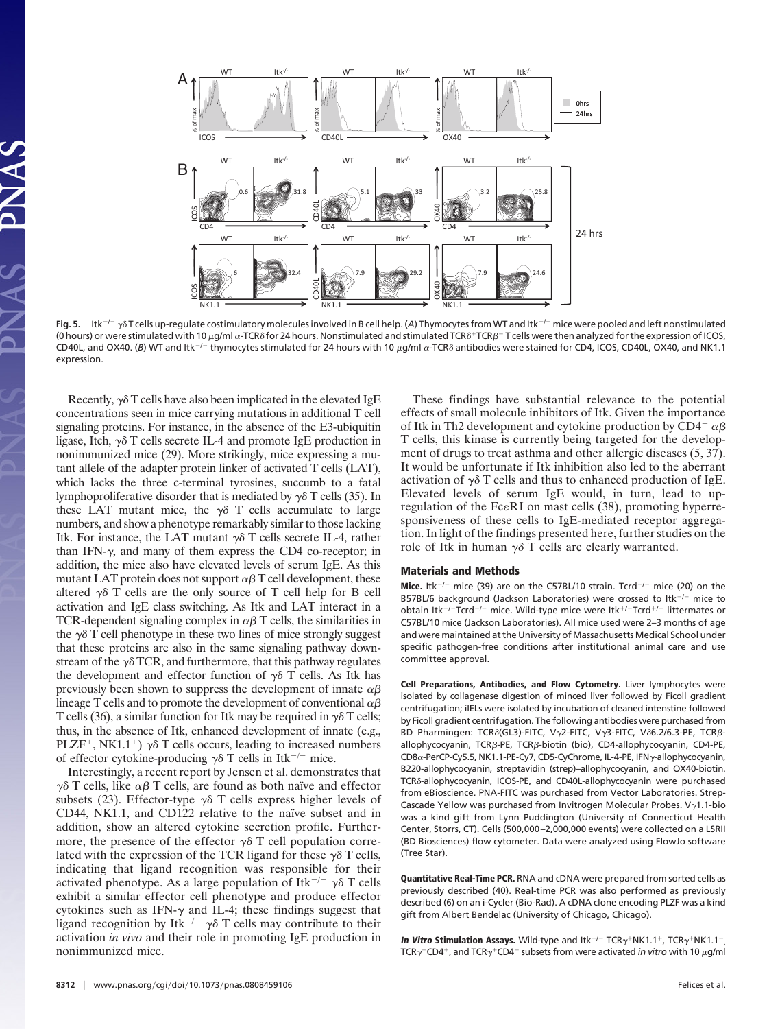**Fig. 5.** Itk$^{-/-}$ γδ T cells up-regulate costimulatory molecules involved in B cell help. (*A*) Thymocytes from WT and Itk$^{-/-}$ mice were pooled and left nonstimulated (0 hours) or were stimulated with 10 μg/ml α-TCRδ for 24 hours. Nonstimulated and stimulated TCRδ$^{+}$TCRβ$^{-}$ T cells were then analyzed for the expression of ICOS, CD40L, and OX40. (*B*) WT and Itk$^{-/-}$ thymocytes stimulated for 24 hours with 10 μg/ml α-TCRδ antibodies were stained for CD4, ICOS, CD40L, OX40, and NK1.1 expression.

Recently, γδ T cells have also been implicated in the elevated IgE concentrations seen in mice carrying mutations in additional T cell signaling proteins. For instance, in the absence of the E3-ubiquitin ligase, Itch, γδ T cells secrete IL-4 and promote IgE production in nonimmunized mice (29). More strikingly, mice expressing a mutant allele of the adapter protein linker of activated T cells (LAT), which lacks the three c-terminal tyrosines, succumb to a fatal lymphoproliferative disorder that is mediated by γδ T cells (35). In these LAT mutant mice, the γδ T cells accumulate to large numbers, and show a phenotype remarkably similar to those lacking Itk. For instance, the LAT mutant γδ T cells secrete IL-4, rather than IFN-γ, and many of them express the CD4 co-receptor; in addition, the mice also have elevated levels of serum IgE. As this mutant LAT protein does not support αβ T cell development, these altered γδ T cells are the only source of T cell help for B cell activation and IgE class switching. As Itk and LAT interact in a TCR-dependent signaling complex in αβ T cells, the similarities in the γδ T cell phenotype in these two lines of mice strongly suggest that these proteins are also in the same signaling pathway downstream of the γδ TCR, and furthermore, that this pathway regulates the development and effector function of γδ T cells. As Itk has previously been shown to suppress the development of innate αβ lineage T cells and to promote the development of conventional αβ T cells (36), a similar function for Itk may be required in γδ T cells; thus, in the absence of Itk, enhanced development of innate (e.g., PLZF$^{+}$, NK1.1$^{+}$) γδ T cells occurs, leading to increased numbers of effector cytokine-producing γδ T cells in Itk$^{-/-}$ mice.

Interestingly, a recent report by Jensen et al. demonstrates that γδ T cells, like αβ T cells, are found as both naïve and effector subsets (23). Effector-type γδ T cells express higher levels of CD44, NK1.1, and CD122 relative to the naïve subset and in addition, show an altered cytokine secretion profile. Furthermore, the presence of the effector γδ T cell population correlated with the expression of the TCR ligand for these γδ T cells, indicating that ligand recognition was responsible for their activated phenotype. As a large population of Itk$^{-/-}$ γδ T cells exhibit a similar effector cell phenotype and produce effector cytokines such as IFN-γ and IL-4; these findings suggest that ligand recognition by Itk$^{-/-}$ γδ T cells may contribute to their activation *in vivo* and their role in promoting IgE production in nonimmunized mice.

These findings have substantial relevance to the potential effects of small molecule inhibitors of Itk. Given the importance of Itk in Th2 development and cytokine production by CD4$^{+}$ αβ T cells, this kinase is currently being targeted for the development of drugs to treat asthma and other allergic diseases (5, 37). It would be unfortunate if Itk inhibition also led to the aberrant activation of γδ T cells and thus to enhanced production of IgE. Elevated levels of serum IgE would, in turn, lead to up-regulation of the FcεRI on mast cells (38), promoting hyperresponsiveness of these cells to IgE-mediated receptor aggregation. In light of the findings presented here, further studies on the role of Itk in human γδ T cells are clearly warranted.

## Materials and Methods

**Mice.** Itk$^{-/-}$ mice (39) are on the C57BL/10 strain. Tcrd$^{-/-}$ mice (20) on the B57BL/6 background (Jackson Laboratories) were crossed to Itk$^{-/-}$ mice to obtain Itk$^{-/-}$Tcrd$^{-/-}$ mice. Wild-type mice were Itk$^{+/-}$Tcrd$^{+/-}$ littermates or C57BL/10 mice (Jackson Laboratories). All mice used were 2–3 months of age and were maintained at the University of Massachusetts Medical School under specific pathogen-free conditions after institutional animal care and use committee approval.

**Cell Preparations, Antibodies, and Flow Cytometry.** Liver lymphocytes were isolated by collagenase digestion of minced liver followed by Ficoll gradient centrifugation; iIELs were isolated by incubation of cleaned intenstine followed by Ficoll gradient centrifugation. The following antibodies were purchased from BD Pharmingen: TCRδ(GL3)-FITC, Vγ2-FITC, Vγ3-FITC, Vδ6.2/6.3-PE, TCRβ-allophycocyanin, TCRβ-PE, TCRβ-biotin (bio), CD4-allophycocyanin, CD4-PE, CD8α-PerCP-Cy5.5, NK1.1-PE-Cy7, CD5-CyChrome, IL-4-PE, IFNγ-allophycocyanin, B220-allophycocyanin, streptavidin (strep)–allophycocyanin, and OX40-biotin. TCRδ-allophycocyanin, ICOS-PE, and CD40L-allophycocyanin were purchased from eBioscience. PNA-FITC was purchased from Vector Laboratories. Strep-Cascade Yellow was purchased from Invitrogen Molecular Probes. Vγ1.1-bio was a kind gift from Lynn Puddington (University of Connecticut Health Center, Storrs, CT). Cells (500,000–2,000,000 events) were collected on a LSRII (BD Biosciences) flow cytometer. Data were analyzed using FlowJo software (Tree Star).

**Quantitative Real-Time PCR.** RNA and cDNA were prepared from sorted cells as previously described (40). Real-time PCR was also performed as previously described (6) on an i-Cycler (Bio-Rad). A cDNA clone encoding PLZF was a kind gift from Albert Bendelac (University of Chicago, Chicago).

***In Vitro* Stimulation Assays.** Wild-type and Itk$^{-/-}$ TCRγ$^{+}$NK1.1$^{+}$, TCRγ$^{+}$NK1.1$^{-}$, TCRγ$^{+}$CD4$^{+}$, and TCRγ$^{+}$CD4$^{-}$ subsets from were activated *in vitro* with 10 μg/ml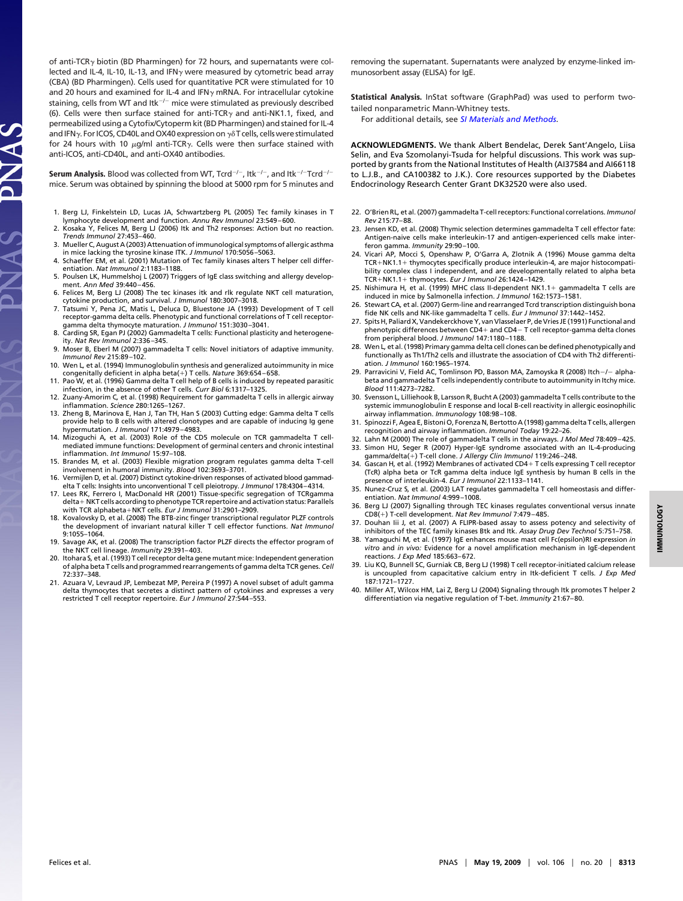of anti-TCRγ biotin (BD Pharmingen) for 72 hours, and supernatants were collected and IL-4, IL-10, IL-13, and IFNγ were measured by cytometric bead array (CBA) (BD Pharmingen). Cells used for quantitative PCR were stimulated for 10 and 20 hours and examined for IL-4 and IFNγ mRNA. For intracellular cytokine staining, cells from WT and Itk$^{-/-}$ mice were stimulated as previously described (6). Cells were then surface stained for anti-TCRγ and anti-NK1.1, fixed, and permeabilized using a Cytofix/Cytoperm kit (BD Pharmingen) and stained for IL-4 and IFNγ. For ICOS, CD40L and OX40 expression on γδ T cells, cells were stimulated for 24 hours with 10 μg/ml anti-TCRγ. Cells were then surface stained with anti-ICOS, anti-CD40L, and anti-OX40 antibodies.

**Serum Analysis.** Blood was collected from WT, Tcrd$^{-/-}$, Itk$^{-/-}$, and Itk$^{-/-}$Tcrd$^{-/-}$ mice. Serum was obtained by spinning the blood at 5000 rpm for 5 minutes and removing the supernatant. Supernatants were analyzed by enzyme-linked immunosorbent assay (ELISA) for IgE.

**Statistical Analysis.** InStat software (GraphPad) was used to perform two-tailed nonparametric Mann-Whitney tests.

For additional details, see *SI Materials and Methods*.

**ACKNOWLEDGMENTS.** We thank Albert Bendelac, Derek Sant'Angelo, Liisa Selin, and Eva Szomolanyi-Tsuda for helpful discussions. This work was supported by grants from the National Institutes of Health (AI37584 and AI66118 to L.J.B., and CA100382 to J.K.). Core resources supported by the Diabetes Endocrinology Research Center Grant DK32520 were also used.

1. Berg LJ, Finkelstein LD, Lucas JA, Schwartzberg PL (2005) Tec family kinases in T lymphocyte development and function. *Annu Rev Immunol* 23:549–600.
2. Kosaka Y, Felices M, Berg LJ (2006) Itk and Th2 responses: Action but no reaction. *Trends Immunol* 27:453–460.
3. Mueller C, August A (2003) Attenuation of immunological symptoms of allergic asthma in mice lacking the tyrosine kinase ITK. *J Immunol* 170:5056–5063.
4. Schaeffer EM, et al. (2001) Mutation of Tec family kinases alters T helper cell differentiation. *Nat Immunol* 2:1183–1188.
5. Poulsen LK, Hummelshoj L (2007) Triggers of IgE class switching and allergy development. *Ann Med* 39:440–456.
6. Felices M, Berg LJ (2008) The tec kinases itk and rlk regulate NKT cell maturation, cytokine production, and survival. *J Immunol* 180:3007–3018.
7. Tatsumi Y, Pena JC, Matis L, Deluca D, Bluestone JA (1993) Development of T cell receptor-gamma delta cells. Phenotypic and functional correlations of T cell receptor-gamma delta thymocyte maturation. *J Immunol* 151:3030–3041.
8. Carding SR, Egan PJ (2002) Gammadelta T cells: Functional plasticity and heterogeneity. *Nat Rev Immunol* 2:336–345.
9. Moser B, Eberl M (2007) gammadelta T cells: Novel initiators of adaptive immunity. *Immunol Rev* 215:89–102.
10. Wen L, et al. (1994) Immunoglobulin synthesis and generalized autoimmunity in mice congenitally deficient in alpha beta(+) T cells. *Nature* 369:654–658.
11. Pao W, et al. (1996) Gamma delta T cell help of B cells is induced by repeated parasitic infection, in the absence of other T cells. *Curr Biol* 6:1317–1325.
12. Zuany-Amorim C, et al. (1998) Requirement for gammadelta T cells in allergic airway inflammation. *Science* 280:1265–1267.
13. Zheng B, Marinova E, Han J, Tan TH, Han S (2003) Cutting edge: Gamma delta T cells provide help to B cells with altered clonotypes and are capable of inducing Ig gene hypermutation. *J Immunol* 171:4979–4983.
14. Mizoguchi A, et al. (2003) Role of the CD5 molecule on TCR gammadelta T cell-mediated immune functions: Development of germinal centers and chronic intestinal inflammation. *Int Immunol* 15:97–108.
15. Brandes M, et al. (2003) Flexible migration program regulates gamma delta T-cell involvement in humoral immunity. *Blood* 102:3693–3701.
16. Vermijlen D, et al. (2007) Distinct cytokine-driven responses of activated blood gammadelta T cells: Insights into unconventional T cell pleiotropy. *J Immunol* 178:4304–4314.
17. Lees RK, Ferrero I, MacDonald HR (2001) Tissue-specific segregation of TCRgamma delta+ NKT cells according to phenotype TCR repertoire and activation status: Parallels with TCR alphabeta+NKT cells. *Eur J Immunol* 31:2901–2909.
18. Kovalovsky D, et al. (2008) The BTB-zinc finger transcriptional regulator PLZF controls the development of invariant natural killer T cell effector functions. *Nat Immunol* 9:1055–1064.
19. Savage AK, et al. (2008) The transcription factor PLZF directs the effector program of the NKT cell lineage. *Immunity* 29:391–403.
20. Itohara S, et al. (1993) T cell receptor delta gene mutant mice: Independent generation of alpha beta T cells and programmed rearrangements of gamma delta TCR genes. *Cell* 72:337–348.
21. Azuara V, Levraud JP, Lembezat MP, Pereira P (1997) A novel subset of adult gamma delta thymocytes that secretes a distinct pattern of cytokines and expresses a very restricted T cell receptor repertoire. *Eur J Immunol* 27:544–553.
22. O'Brien RL, et al. (2007) gammadelta T-cell receptors: Functional correlations. *Immunol Rev* 215:77–88.
23. Jensen KD, et al. (2008) Thymic selection determines gammadelta T cell effector fate: Antigen-naive cells make interleukin-17 and antigen-experienced cells make interferon gamma. *Immunity* 29:90–100.
24. Vicari AP, Mocci S, Openshaw P, O'Garra A, Zlotnik A (1996) Mouse gamma delta TCR+NK1.1+ thymocytes specifically produce interleukin-4, are major histocompatibility complex class I independent, and are developmentally related to alpha beta TCR+NK1.1+ thymocytes. *Eur J Immunol* 26:1424–1429.
25. Nishimura H, et al. (1999) MHC class II-dependent NK1.1+ gammadelta T cells are induced in mice by Salmonella infection. *J Immunol* 162:1573–1581.
26. Stewart CA, et al. (2007) Germ-line and rearranged Tcrd transcription distinguish bona fide NK cells and NK-like gammadelta T cells. *Eur J Immunol* 37:1442–1452.
27. Spits H, Paliard X, Vandekerckhove Y, van Vlasselaer P, de Vries JE (1991) Functional and phenotypic differences between CD4+ and CD4− T cell receptor-gamma delta clones from peripheral blood. *J Immunol* 147:1180–1188.
28. Wen L, et al. (1998) Primary gamma delta cell clones can be defined phenotypically and functionally as Th1/Th2 cells and illustrate the association of CD4 with Th2 differentiation. *J Immunol* 160:1965–1974.
29. Parravicini V, Field AC, Tomlinson PD, Basson MA, Zamoyska R (2008) Itch−/− alphabeta and gammadelta T cells independently contribute to autoimmunity in Itchy mice. *Blood* 111:4273–7282.
30. Svensson L, Lilliehook B, Larsson R, Bucht A (2003) gammadelta T cells contribute to the systemic immunoglobulin E response and local B-cell reactivity in allergic eosinophilic airway inflammation. *Immunology* 108:98–108.
31. Spinozzi F, Agea E, Bistoni O, Forenza N, Bertotto A (1998) gamma delta T cells, allergen recognition and airway inflammation. *Immunol Today* 19:22–26.
32. Lahn M (2000) The role of gammadelta T cells in the airways. *J Mol Med* 78:409–425.
33. Simon HU, Seger R (2007) Hyper-IgE syndrome associated with an IL-4-producing gamma/delta(+) T-cell clone. *J Allergy Clin Immunol* 119:246–248.
34. Gascan H, et al. (1992) Membranes of activated CD4+ T cells expressing T cell receptor (TcR) alpha beta or TcR gamma delta induce IgE synthesis by human B cells in the presence of interleukin-4. *Eur J Immunol* 22:1133–1141.
35. Nunez-Cruz S, et al. (2003) LAT regulates gammadelta T cell homeostasis and differentiation. *Nat Immunol* 4:999–1008.
36. Berg LJ (2007) Signalling through TEC kinases regulates conventional versus innate CD8(+) T-cell development. *Nat Rev Immunol* 7:479–485.
37. Douhan Iii J, et al. (2007) A FLIPR-based assay to assess potency and selectivity of inhibitors of the TEC family kinases Btk and Itk. *Assay Drug Dev Technol* 5:751–758.
38. Yamaguchi M, et al. (1997) IgE enhances mouse mast cell Fc(epsilon)RI expression *in vitro* and *in vivo:* Evidence for a novel amplification mechanism in IgE-dependent reactions. *J Exp Med* 185:663–672.
39. Liu KQ, Bunnell SC, Gurniak CB, Berg LJ (1998) T cell receptor-initiated calcium release is uncoupled from capacitative calcium entry in Itk-deficient T cells. *J Exp Med* 187:1721–1727.
40. Miller AT, Wilcox HM, Lai Z, Berg LJ (2004) Signaling through Itk promotes T helper 2 differentiation via negative regulation of T-bet. *Immunity* 21:67–80.